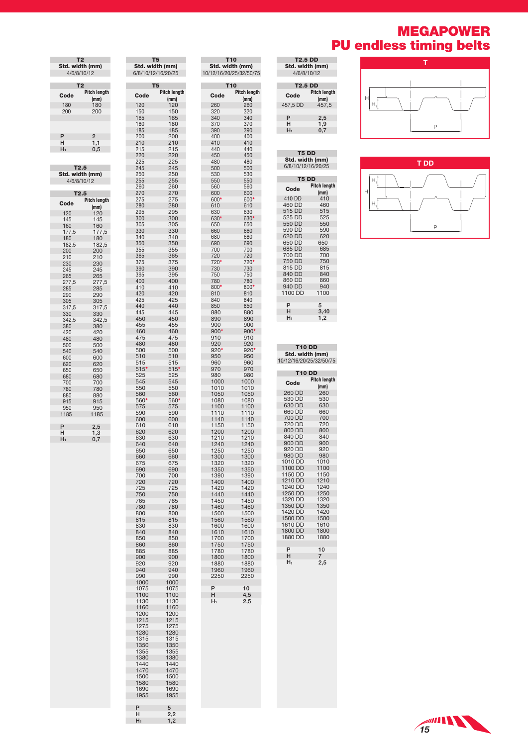# MEGAPOWER
## PU endless timing belts

### T2

Std. width (mm): 4/6/8/10/12

| Code | Pitch length (mm) |
|---|---|
| 180 | 180 |
| 200 | 200 |

| | |
|---|---|
| P | 2 |
| H | 1,1 |
| $H_1$ | 0,5 |

### T2.5

Std. width (mm): 4/6/8/10/12

| Code | Pitch length (mm) |
|---|---|
| 120 | 120 |
| 145 | 145 |
| 160 | 160 |
| 177,5 | 177,5 |
| 180 | 180 |
| 182,5 | 182,5 |
| 200 | 200 |
| 210 | 210 |
| 230 | 230 |
| 245 | 245 |
| 265 | 265 |
| 277,5 | 277,5 |
| 285 | 285 |
| 290 | 290 |
| 305 | 305 |
| 317,5 | 317,5 |
| 330 | 330 |
| 342,5 | 342,5 |
| 380 | 380 |
| 420 | 420 |
| 480 | 480 |
| 500 | 500 |
| 540 | 540 |
| 600 | 600 |
| 620 | 620 |
| 650 | 650 |
| 680 | 680 |
| 700 | 700 |
| 780 | 780 |
| 880 | 880 |
| 915 | 915 |
| 950 | 950 |
| 1185 | 1185 |

| | |
|---|---|
| P | 2,5 |
| H | 1,3 |
| $H_1$ | 0,7 |

### T5

Std. width (mm): 6/8/10/12/16/20/25

| Code | Pitch length (mm) |
|---|---|
| 120 | 120 |
| 150 | 150 |
| 165 | 165 |
| 180 | 180 |
| 185 | 185 |
| 200 | 200 |
| 210 | 210 |
| 215 | 215 |
| 220 | 220 |
| 225 | 225 |
| 245 | 245 |
| 250 | 250 |
| 255 | 255 |
| 260 | 260 |
| 270 | 270 |
| 275 | 275 |
| 280 | 280 |
| 295 | 295 |
| 300 | 300 |
| 305 | 305 |
| 330 | 330 |
| 340 | 340 |
| 350 | 350 |
| 355 | 355 |
| 365 | 365 |
| 375 | 375 |
| 390 | 390 |
| 395 | 395 |
| 400 | 400 |
| 410 | 410 |
| 420 | 420 |
| 425 | 425 |
| 440 | 440 |
| 445 | 445 |
| 450 | 450 |
| 455 | 455 |
| 460 | 460 |
| 475 | 475 |
| 480 | 480 |
| 500 | 500 |
| 510 | 510 |
| 515 | 515 |
| 515* | 515* |
| 525 | 525 |
| 545 | 545 |
| 550 | 550 |
| 560 | 560 |
| 560* | 560* |
| 575 | 575 |
| 590 | 590 |
| 600 | 600 |
| 610 | 610 |
| 620 | 620 |
| 630 | 630 |
| 640 | 640 |
| 650 | 650 |
| 660 | 660 |
| 675 | 675 |
| 690 | 690 |
| 700 | 700 |
| 720 | 720 |
| 725 | 725 |
| 750 | 750 |
| 765 | 765 |
| 780 | 780 |
| 800 | 800 |
| 815 | 815 |
| 830 | 830 |
| 840 | 840 |
| 850 | 850 |
| 860 | 860 |
| 885 | 885 |
| 900 | 900 |
| 920 | 920 |
| 940 | 940 |
| 990 | 990 |
| 1000 | 1000 |
| 1075 | 1075 |
| 1100 | 1100 |
| 1130 | 1130 |
| 1160 | 1160 |
| 1200 | 1200 |
| 1215 | 1215 |
| 1275 | 1275 |
| 1280 | 1280 |
| 1315 | 1315 |
| 1350 | 1350 |
| 1355 | 1355 |
| 1380 | 1380 |
| 1440 | 1440 |
| 1470 | 1470 |
| 1500 | 1500 |
| 1580 | 1580 |
| 1690 | 1690 |
| 1955 | 1955 |

| | |
|---|---|
| P | 5 |
| H | 2,2 |
| $H_1$ | 1,2 |

### T10

Std. width (mm): 10/12/16/20/25/32/50/75

| Code | Pitch length (mm) |
|---|---|
| 260 | 260 |
| 320 | 320 |
| 340 | 340 |
| 370 | 370 |
| 390 | 390 |
| 400 | 400 |
| 410 | 410 |
| 440 | 440 |
| 450 | 450 |
| 480 | 480 |
| 500 | 500 |
| 530 | 530 |
| 550 | 550 |
| 560 | 560 |
| 600 | 600 |
| 600* | 600* |
| 610 | 610 |
| 630 | 630 |
| 630* | 630* |
| 650 | 650 |
| 660 | 660 |
| 680 | 680 |
| 690 | 690 |
| 700 | 700 |
| 720 | 720 |
| 720* | 720* |
| 730 | 730 |
| 750 | 750 |
| 780 | 780 |
| 800* | 800* |
| 810 | 810 |
| 840 | 840 |
| 850 | 850 |
| 880 | 880 |
| 890 | 890 |
| 900 | 900 |
| 900* | 900* |
| 910 | 910 |
| 920 | 920 |
| 920* | 920* |
| 950 | 950 |
| 960 | 960 |
| 970 | 970 |
| 980 | 980 |
| 1000 | 1000 |
| 1010 | 1010 |
| 1050 | 1050 |
| 1080 | 1080 |
| 1100 | 1100 |
| 1110 | 1110 |
| 1140 | 1140 |
| 1150 | 1150 |
| 1200 | 1200 |
| 1210 | 1210 |
| 1240 | 1240 |
| 1250 | 1250 |
| 1300 | 1300 |
| 1320 | 1320 |
| 1350 | 1350 |
| 1390 | 1390 |
| 1400 | 1400 |
| 1420 | 1420 |
| 1440 | 1440 |
| 1450 | 1450 |
| 1460 | 1460 |
| 1500 | 1500 |
| 1560 | 1560 |
| 1600 | 1600 |
| 1610 | 1610 |
| 1700 | 1700 |
| 1750 | 1750 |
| 1780 | 1780 |
| 1800 | 1800 |
| 1880 | 1880 |
| 1960 | 1960 |
| 2250 | 2250 |

| | |
|---|---|
| P | 10 |
| H | 4,5 |
| $H_1$ | 2,5 |

### T2.5 DD

Std. width (mm): 4/6/8/10/12

| Code | Pitch length (mm) |
|---|---|
| 457,5 DD | 457,5 |

| | |
|---|---|
| P | 2,5 |
| H | 1,9 |
| $H_1$ | 0,7 |

### T5 DD

Std. width (mm): 6/8/10/12/16/20/25

| Code | Pitch length (mm) |
|---|---|
| 410 DD | 410 |
| 460 DD | 460 |
| 515 DD | 515 |
| 525 DD | 525 |
| 550 DD | 550 |
| 590 DD | 590 |
| 620 DD | 620 |
| 650 DD | 650 |
| 685 DD | 685 |
| 700 DD | 700 |
| 750 DD | 750 |
| 815 DD | 815 |
| 840 DD | 840 |
| 860 DD | 860 |
| 940 DD | 940 |
| 1100 DD | 1100 |

| | |
|---|---|
| P | 5 |
| H | 3,40 |
| $H_1$ | 1,2 |

### T10 DD

Std. width (mm): 10/12/16/20/25/32/50/75

| Code | Pitch length (mm) |
|---|---|
| 260 DD | 260 |
| 530 DD | 530 |
| 630 DD | 630 |
| 660 DD | 660 |
| 700 DD | 700 |
| 720 DD | 720 |
| 800 DD | 800 |
| 840 DD | 840 |
| 900 DD | 900 |
| 920 DD | 920 |
| 980 DD | 980 |
| 1010 DD | 1010 |
| 1100 DD | 1100 |
| 1150 DD | 1150 |
| 1210 DD | 1210 |
| 1240 DD | 1240 |
| 1250 DD | 1250 |
| 1320 DD | 1320 |
| 1350 DD | 1350 |
| 1420 DD | 1420 |
| 1500 DD | 1500 |
| 1610 DD | 1610 |
| 1800 DD | 1800 |
| 1880 DD | 1880 |

| | |
|---|---|
| P | 10 |
| H | 7 |
| $H_1$ | 2,5 |

### T

H, $H_1$, P

### T DD

H, $H_1$, P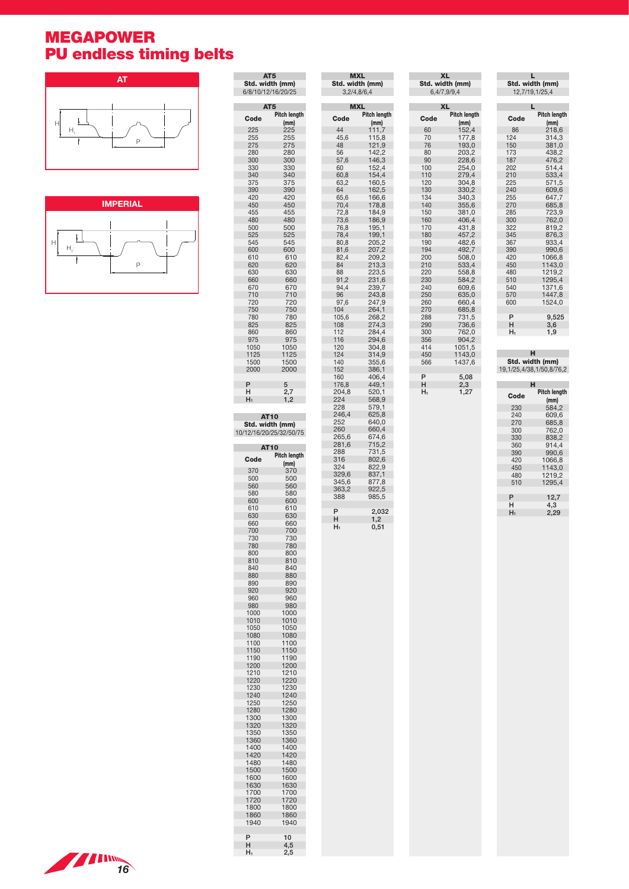# MEGAPOWER
# PU endless timing belts

## AT

## IMPERIAL

### AT5

| AT5 Std. width (mm) |
|---|
| 6/8/10/12/16/20/25 |

| Code | Pitch length (mm) |
|---|---|
| 225 | 225 |
| 255 | 255 |
| 275 | 275 |
| 280 | 280 |
| 300 | 300 |
| 330 | 330 |
| 340 | 340 |
| 375 | 375 |
| 390 | 390 |
| 420 | 420 |
| 450 | 450 |
| 455 | 455 |
| 480 | 480 |
| 500 | 500 |
| 525 | 525 |
| 545 | 545 |
| 600 | 600 |
| 610 | 610 |
| 620 | 620 |
| 630 | 630 |
| 660 | 660 |
| 670 | 670 |
| 710 | 710 |
| 720 | 720 |
| 750 | 750 |
| 780 | 780 |
| 825 | 825 |
| 860 | 860 |
| 975 | 975 |
| 1050 | 1050 |
| 1125 | 1125 |
| 1500 | 1500 |
| 2000 | 2000 |
| P | 5 |
| H | 2,7 |
| $H_1$ | 1,2 |

### AT10

| AT10 Std. width (mm) |
|---|
| 10/12/16/20/25/32/50/75 |

| Code | Pitch length (mm) |
|---|---|
| 370 | 370 |
| 500 | 500 |
| 560 | 560 |
| 580 | 580 |
| 600 | 600 |
| 610 | 610 |
| 630 | 630 |
| 660 | 660 |
| 700 | 700 |
| 730 | 730 |
| 780 | 780 |
| 800 | 800 |
| 810 | 810 |
| 840 | 840 |
| 880 | 880 |
| 890 | 890 |
| 920 | 920 |
| 960 | 960 |
| 980 | 980 |
| 1000 | 1000 |
| 1010 | 1010 |
| 1050 | 1050 |
| 1080 | 1080 |
| 1100 | 1100 |
| 1150 | 1150 |
| 1190 | 1190 |
| 1200 | 1200 |
| 1210 | 1210 |
| 1220 | 1220 |
| 1230 | 1230 |
| 1240 | 1240 |
| 1250 | 1250 |
| 1280 | 1280 |
| 1300 | 1300 |
| 1320 | 1320 |
| 1350 | 1350 |
| 1360 | 1360 |
| 1400 | 1400 |
| 1420 | 1420 |
| 1480 | 1480 |
| 1500 | 1500 |
| 1600 | 1600 |
| 1630 | 1630 |
| 1700 | 1700 |
| 1720 | 1720 |
| 1800 | 1800 |
| 1860 | 1860 |
| 1940 | 1940 |
| P | 10 |
| H | 4,5 |
| $H_1$ | 2,5 |

### MXL

| MXL Std. width (mm) |
|---|
| 3,2/4,8/6,4 |

| Code | Pitch length (mm) |
|---|---|
| 44 | 111,7 |
| 45,6 | 115,8 |
| 48 | 121,9 |
| 56 | 142,2 |
| 57,6 | 146,3 |
| 60 | 152,4 |
| 60,8 | 154,4 |
| 63,2 | 160,5 |
| 64 | 162,5 |
| 65,6 | 166,6 |
| 70,4 | 178,8 |
| 72,8 | 184,9 |
| 73,6 | 186,9 |
| 76,8 | 195,1 |
| 78,4 | 199,1 |
| 80,8 | 205,2 |
| 81,6 | 207,2 |
| 82,4 | 209,2 |
| 84 | 213,3 |
| 88 | 223,5 |
| 91,2 | 231,6 |
| 94,4 | 239,7 |
| 96 | 243,8 |
| 97,6 | 247,9 |
| 104 | 264,1 |
| 105,6 | 268,2 |
| 108 | 274,3 |
| 112 | 284,4 |
| 116 | 294,6 |
| 120 | 304,8 |
| 124 | 314,9 |
| 140 | 355,6 |
| 152 | 386,1 |
| 160 | 406,4 |
| 176,8 | 449,1 |
| 204,8 | 520,1 |
| 224 | 568,9 |
| 228 | 579,1 |
| 246,4 | 625,8 |
| 252 | 640,0 |
| 260 | 660,4 |
| 265,6 | 674,6 |
| 281,6 | 715,2 |
| 288 | 731,5 |
| 316 | 802,6 |
| 324 | 822,9 |
| 329,6 | 837,1 |
| 345,6 | 877,8 |
| 363,2 | 922,5 |
| 388 | 985,5 |
| P | 2,032 |
| H | 1,2 |
| $H_1$ | 0,51 |

### XL

| XL Std. width (mm) |
|---|
| 6,4/7,9/9,4 |

| Code | Pitch length (mm) |
|---|---|
| 60 | 152,4 |
| 70 | 177,8 |
| 76 | 193,0 |
| 80 | 203,2 |
| 90 | 228,6 |
| 100 | 254,0 |
| 110 | 279,4 |
| 120 | 304,8 |
| 130 | 330,2 |
| 134 | 340,3 |
| 140 | 355,6 |
| 150 | 381,0 |
| 160 | 406,4 |
| 170 | 431,8 |
| 180 | 457,2 |
| 190 | 482,6 |
| 194 | 492,7 |
| 200 | 508,0 |
| 210 | 533,4 |
| 220 | 558,8 |
| 230 | 584,2 |
| 240 | 609,6 |
| 250 | 635,0 |
| 260 | 660,4 |
| 270 | 685,8 |
| 288 | 731,5 |
| 290 | 736,6 |
| 300 | 762,0 |
| 356 | 904,2 |
| 414 | 1051,5 |
| 450 | 1143,0 |
| 566 | 1437,6 |
| P | 5,08 |
| H | 2,3 |
| $H_1$ | 1,27 |

### L

| L Std. width (mm) |
|---|
| 12,7/19,1/25,4 |

| Code | Pitch length (mm) |
|---|---|
| 86 | 218,6 |
| 124 | 314,3 |
| 150 | 381,0 |
| 173 | 438,2 |
| 187 | 476,2 |
| 202 | 514,4 |
| 210 | 533,4 |
| 225 | 571,5 |
| 240 | 609,6 |
| 255 | 647,7 |
| 270 | 685,8 |
| 285 | 723,9 |
| 300 | 762,0 |
| 322 | 819,2 |
| 345 | 876,3 |
| 367 | 933,4 |
| 390 | 990,6 |
| 420 | 1066,8 |
| 450 | 1143,0 |
| 480 | 1219,2 |
| 510 | 1295,4 |
| 540 | 1371,6 |
| 570 | 1447,8 |
| 600 | 1524,0 |
| P | 9,525 |
| H | 3,6 |
| $H_1$ | 1,9 |

### H

| H Std. width (mm) |
|---|
| 19,1/25,4/38,1/50,8/76,2 |

| Code | Pitch length (mm) |
|---|---|
| 230 | 584,2 |
| 240 | 609,6 |
| 270 | 685,8 |
| 300 | 762,0 |
| 330 | 838,2 |
| 360 | 914,4 |
| 390 | 990,6 |
| 420 | 1066,8 |
| 450 | 1143,0 |
| 480 | 1219,2 |
| 510 | 1295,4 |
| P | 12,7 |
| H | 4,3 |
| $H_1$ | 2,29 |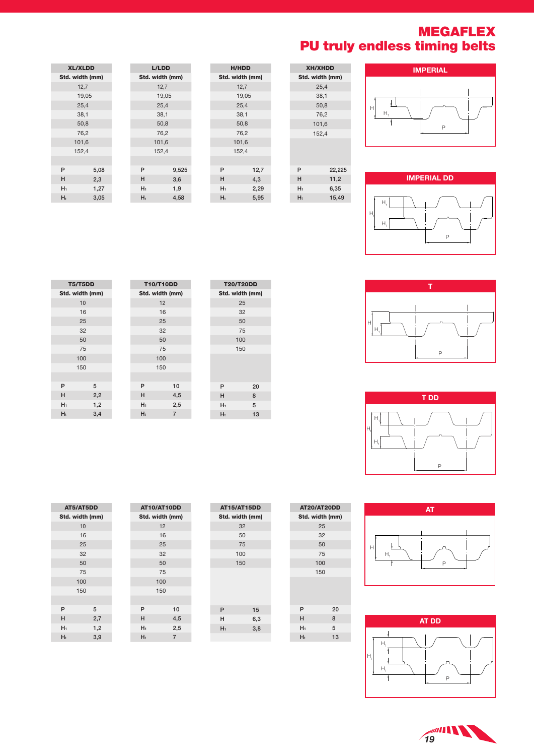# MEGAFLEX
## PU truly endless timing belts

### XL/XLDD

| Std. width (mm) | |
|---|---|
| 12,7 | |
| 19,05 | |
| 25,4 | |
| 38,1 | |
| 50,8 | |
| 76,2 | |
| 101,6 | |
| 152,4 | |
| P | 5,08 |
| H | 2,3 |
| $H_1$ | 1,27 |
| $H_t$ | 3,05 |

### L/LDD

| Std. width (mm) | |
|---|---|
| 12,7 | |
| 19,05 | |
| 25,4 | |
| 38,1 | |
| 50,8 | |
| 76,2 | |
| 101,6 | |
| 152,4 | |
| P | 9,525 |
| H | 3,6 |
| $H_1$ | 1,9 |
| $H_t$ | 4,58 |

### H/HDD

| Std. width (mm) | |
|---|---|
| 12,7 | |
| 19,05 | |
| 25,4 | |
| 38,1 | |
| 50,8 | |
| 76,2 | |
| 101,6 | |
| 152,4 | |
| P | 12,7 |
| H | 4,3 |
| $H_1$ | 2,29 |
| $H_t$ | 5,95 |

### XH/XHDD

| Std. width (mm) | |
|---|---|
| 25,4 | |
| 38,1 | |
| 50,8 | |
| 76,2 | |
| 101,6 | |
| 152,4 | |
| P | 22,225 |
| H | 11,2 |
| $H_1$ | 6,35 |
| $H_t$ | 15,49 |

**IMPERIAL**

**IMPERIAL DD**

### T5/T5DD

| Std. width (mm) | |
|---|---|
| 10 | |
| 16 | |
| 25 | |
| 32 | |
| 50 | |
| 75 | |
| 100 | |
| 150 | |
| P | 5 |
| H | 2,2 |
| $H_1$ | 1,2 |
| $H_t$ | 3,4 |

### T10/T10DD

| Std. width (mm) | |
|---|---|
| 12 | |
| 16 | |
| 25 | |
| 32 | |
| 50 | |
| 75 | |
| 100 | |
| 150 | |
| P | 10 |
| H | 4,5 |
| $H_1$ | 2,5 |
| $H_t$ | 7 |

### T20/T20DD

| Std. width (mm) | |
|---|---|
| 25 | |
| 32 | |
| 50 | |
| 75 | |
| 100 | |
| 150 | |
| P | 20 |
| H | 8 |
| $H_1$ | 5 |
| $H_t$ | 13 |

**T**

**T DD**

### AT5/AT5DD

| Std. width (mm) | |
|---|---|
| 10 | |
| 16 | |
| 25 | |
| 32 | |
| 50 | |
| 75 | |
| 100 | |
| 150 | |
| P | 5 |
| H | 2,7 |
| $H_1$ | 1,2 |
| $H_t$ | 3,9 |

### AT10/AT10DD

| Std. width (mm) | |
|---|---|
| 12 | |
| 16 | |
| 25 | |
| 32 | |
| 50 | |
| 75 | |
| 100 | |
| 150 | |
| P | 10 |
| H | 4,5 |
| $H_1$ | 2,5 |
| $H_t$ | 7 |

### AT15/AT15DD

| Std. width (mm) | |
|---|---|
| 32 | |
| 50 | |
| 75 | |
| 100 | |
| 150 | |
| P | 15 |
| H | 6,3 |
| $H_1$ | 3,8 |

### AT20/AT20DD

| Std. width (mm) | |
|---|---|
| 25 | |
| 32 | |
| 50 | |
| 75 | |
| 100 | |
| 150 | |
| P | 20 |
| H | 8 |
| $H_1$ | 5 |
| $H_t$ | 13 |

**AT**

**AT DD**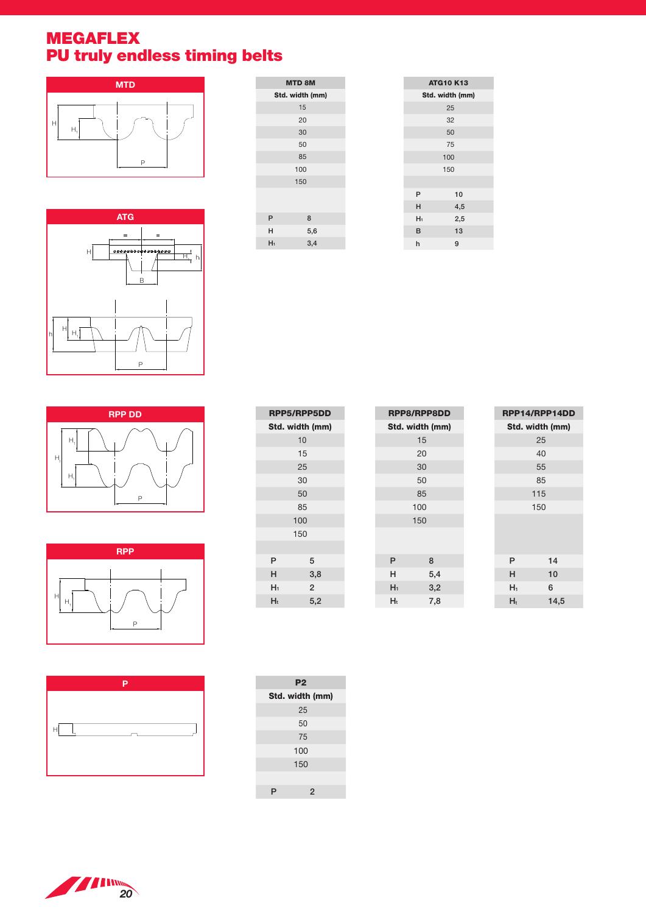# MEGAFLEX
# PU truly endless timing belts

**MTD**

H
H1
P

| MTD 8M | |
|---|---|
| Std. width (mm) | |
| 15 | |
| 20 | |
| 30 | |
| 50 | |
| 85 | |
| 100 | |
| 150 | |
| | |
| P | 8 |
| H | 5,6 |
| $H_1$ | 3,4 |

**ATG**

H
H1
h
B
P

| ATG10 K13 | |
|---|---|
| Std. width (mm) | |
| 25 | |
| 32 | |
| 50 | |
| 75 | |
| 100 | |
| 150 | |
| | |
| P | 10 |
| H | 4,5 |
| $H_1$ | 2,5 |
| B | 13 |
| h | 9 |

**RPP DD**

H1
H1
H1
P

**RPP**

H
H1
P

| RPP5/RPP5DD | |
|---|---|
| Std. width (mm) | |
| 10 | |
| 15 | |
| 25 | |
| 30 | |
| 50 | |
| 85 | |
| 100 | |
| 150 | |
| | |
| P | 5 |
| H | 3,8 |
| $H_1$ | 2 |
| $H_t$ | 5,2 |

| RPP8/RPP8DD | |
|---|---|
| Std. width (mm) | |
| 15 | |
| 20 | |
| 30 | |
| 50 | |
| 85 | |
| 100 | |
| 150 | |
| | |
| P | 8 |
| H | 5,4 |
| $H_1$ | 3,2 |
| $H_t$ | 7,8 |

| RPP14/RPP14DD | |
|---|---|
| Std. width (mm) | |
| 25 | |
| 40 | |
| 55 | |
| 85 | |
| 115 | |
| 150 | |
| | |
| P | 14 |
| H | 10 |
| $H_1$ | 6 |
| $H_t$ | 14,5 |

**P**

H

| P2 | |
|---|---|
| Std. width (mm) | |
| 25 | |
| 50 | |
| 75 | |
| 100 | |
| 150 | |
| | |
| P | 2 |